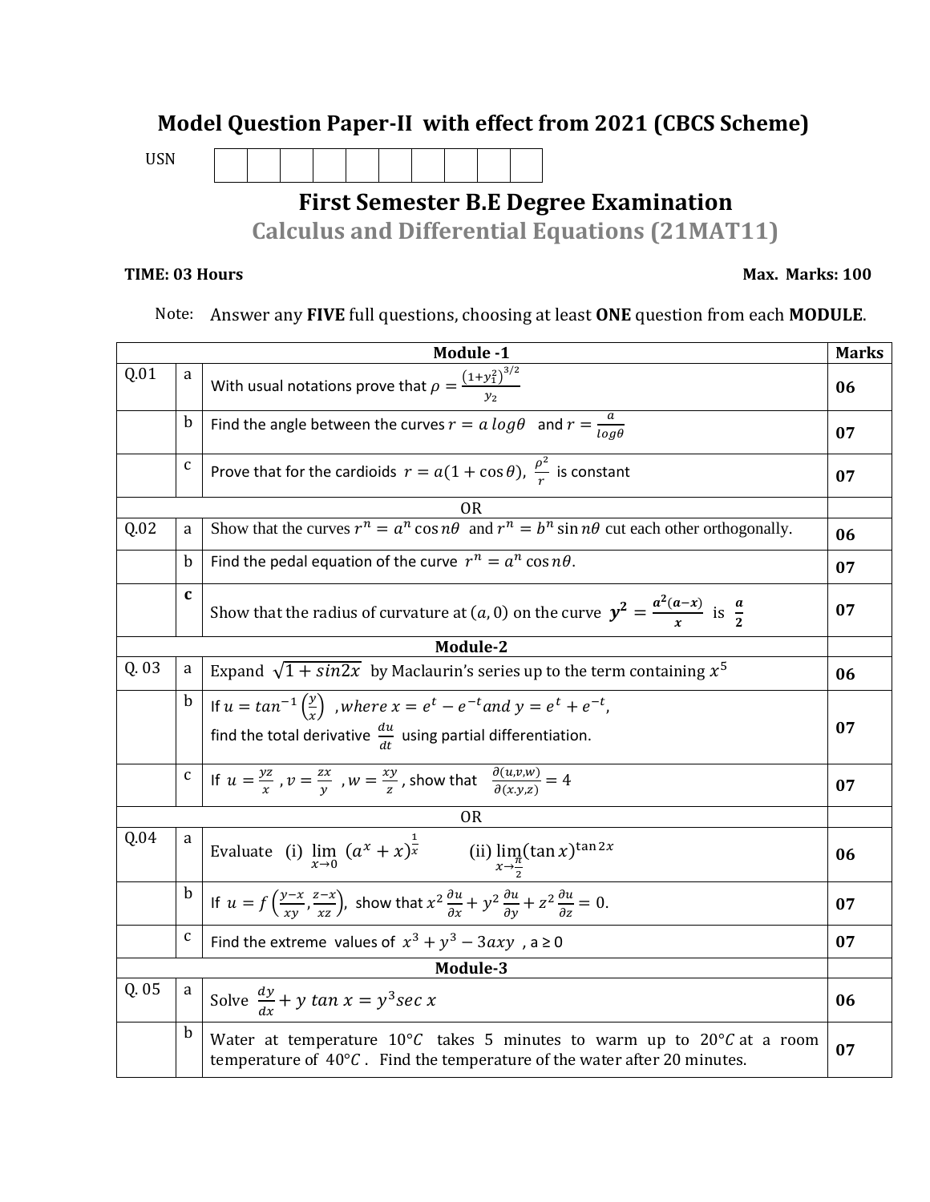## Model Question Paper-II with effect from 2021 (CBCS Scheme)

USN

# First Semester B.E Degree Examination

## Calculus and Differential Equations (21MAT11)

**TIME: 03 Hours** **Max. Marks: 100**

Note: Answer any **FIVE** full questions, choosing at least **ONE** question from each **MODULE**.

| | | **Module -1** | **Marks** |
|---|---|---|---|
| Q.01 | a | With usual notations prove that $\rho = \frac{(1+y_1^2)^{3/2}}{y_2}$ | **06** |
| | b | Find the angle between the curves $r = a\,log\theta$ and $r = \frac{a}{log\theta}$ | **07** |
| | c | Prove that for the cardioids $r = a(1+\cos\theta)$, $\frac{\rho^2}{r}$ is constant | **07** |
| | | OR | |
| Q.02 | a | Show that the curves $r^n = a^n \cos n\theta$ and $r^n = b^n \sin n\theta$ cut each other orthogonally. | **06** |
| | b | Find the pedal equation of the curve $r^n = a^n \cos n\theta$. | **07** |
| | **c** | Show that the radius of curvature at $(a, 0)$ on the curve $\boldsymbol{y^2 = \frac{a^2(a-x)}{x}}$ is $\boldsymbol{\frac{a}{2}}$ | **07** |
| | | **Module-2** | |
| Q. 03 | a | Expand $\sqrt{1+sin2x}$ by Maclaurin's series up to the term containing $x^5$ | **06** |
| | b | If $u = tan^{-1}\left(\frac{y}{x}\right)$ ,*where* $x = e^t - e^{-t}$ *and* $y = e^t + e^{-t}$, find the total derivative $\frac{du}{dt}$ using partial differentiation. | **07** |
| | c | If $u = \frac{yz}{x}$ , $v = \frac{zx}{y}$ , $w = \frac{xy}{z}$ , show that $\frac{\partial(u,v,w)}{\partial(x.y,z)} = 4$ | **07** |
| | | OR | |
| Q.04 | a | Evaluate (i) $\lim_{x\to 0} (a^x + x)^{\frac{1}{x}}$ (ii) $\lim_{x\to\frac{\pi}{2}} (\tan x)^{\tan 2x}$ | **06** |
| | b | If $u = f\left(\frac{y-x}{xy}, \frac{z-x}{xz}\right)$, show that $x^2\frac{\partial u}{\partial x} + y^2\frac{\partial u}{\partial y} + z^2\frac{\partial u}{\partial z} = 0.$ | **07** |
| | c | Find the extreme values of $x^3 + y^3 - 3axy$ , a ≥ 0 | **07** |
| | | **Module-3** | |
| Q. 05 | a | Solve $\frac{dy}{dx} + y\,tan\,x = y^3 sec\,x$ | **06** |
| | b | Water at temperature $10°C$ takes 5 minutes to warm up to $20°C$ at a room temperature of $40°C$. Find the temperature of the water after 20 minutes. | **07** |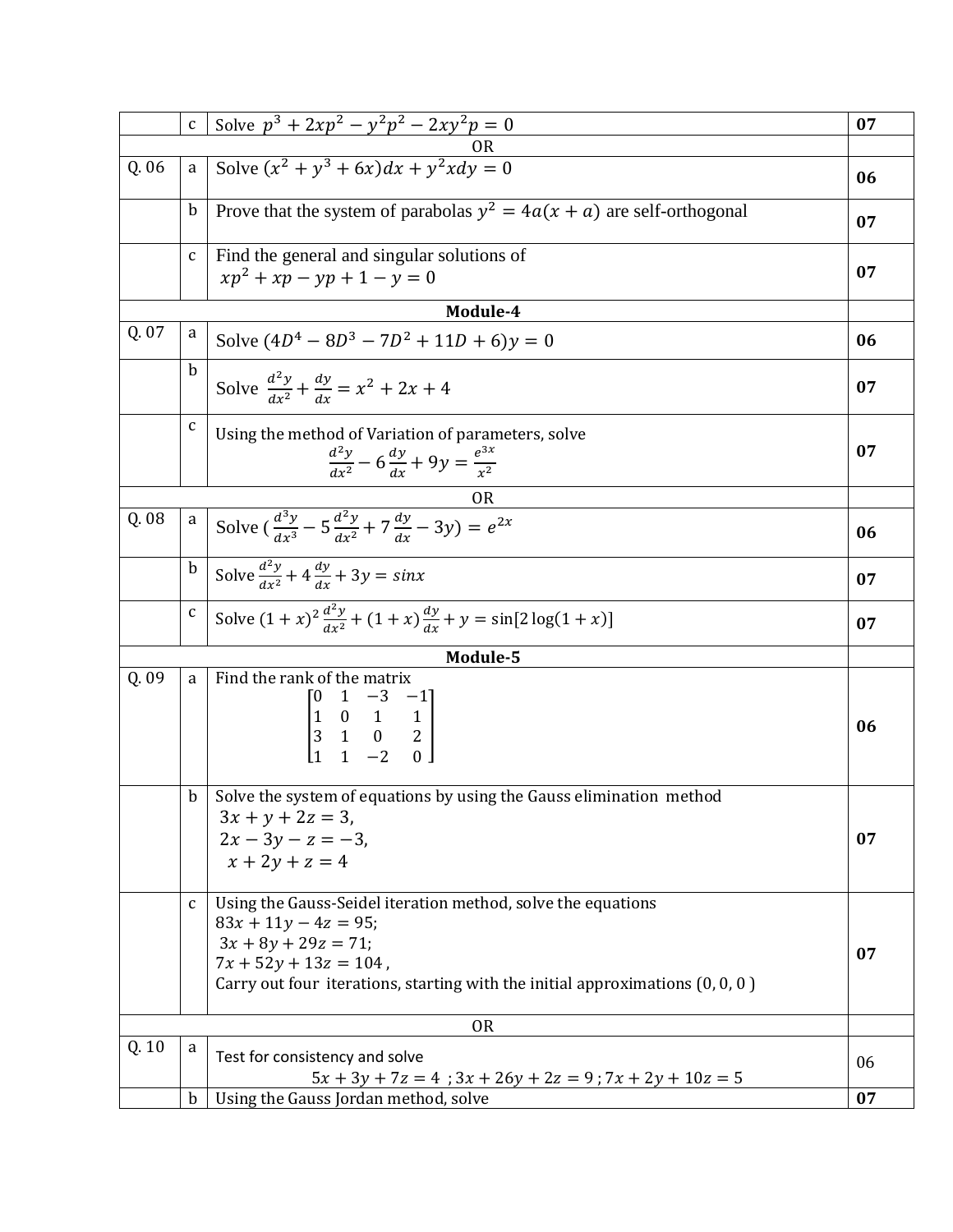| | | | |
|---|---|---|---|
| | c | Solve $p^3 + 2xp^2 - y^2p^2 - 2xy^2p = 0$ | **07** |
| OR | | | |
| Q. 06 | a | Solve $(x^2 + y^3 + 6x)dx + y^2xdy = 0$ | **06** |
| | b | Prove that the system of parabolas $y^2 = 4a(x + a)$ are self-orthogonal | **07** |
| | c | Find the general and singular solutions of $xp^2 + xp - yp + 1 - y = 0$ | **07** |
| **Module-4** | | | |
| Q. 07 | a | Solve $(4D^4 - 8D^3 - 7D^2 + 11D + 6)y = 0$ | **06** |
| | b | Solve $\frac{d^2y}{dx^2} + \frac{dy}{dx} = x^2 + 2x + 4$ | **07** |
| | c | Using the method of Variation of parameters, solve $$\frac{d^2y}{dx^2} - 6\frac{dy}{dx} + 9y = \frac{e^{3x}}{x^2}$$ | **07** |
| OR | | | |
| Q. 08 | a | Solve $(\frac{d^3y}{dx^3} - 5\frac{d^2y}{dx^2} + 7\frac{dy}{dx} - 3y) = e^{2x}$ | **06** |
| | b | Solve $\frac{d^2y}{dx^2} + 4\frac{dy}{dx} + 3y = sinx$ | **07** |
| | c | Solve $(1 + x)^2\frac{d^2y}{dx^2} + (1 + x)\frac{dy}{dx} + y = \sin[2\log(1 + x)]$ | **07** |
| **Module-5** | | | |
| Q. 09 | a | Find the rank of the matrix $$\begin{bmatrix} 0 & 1 & -3 & -1 \\ 1 & 0 & 1 & 1 \\ 3 & 1 & 0 & 2 \\ 1 & 1 & -2 & 0 \end{bmatrix}$$ | **06** |
| | b | Solve the system of equations by using the Gauss elimination method $3x + y + 2z = 3,$ $2x - 3y - z = -3,$ $x + 2y + z = 4$ | **07** |
| | c | Using the Gauss-Seidel iteration method, solve the equations $83x + 11y - 4z = 95;$ $3x + 8y + 29z = 71;$ $7x + 52y + 13z = 104$, Carry out four iterations, starting with the initial approximations $(0, 0, 0)$ | **07** |
| OR | | | |
| Q. 10 | a | Test for consistency and solve $5x + 3y + 7z = 4$ ; $3x + 26y + 2z = 9$ ; $7x + 2y + 10z = 5$ | 06 |
| | b | Using the Gauss Jordan method, solve | **07** |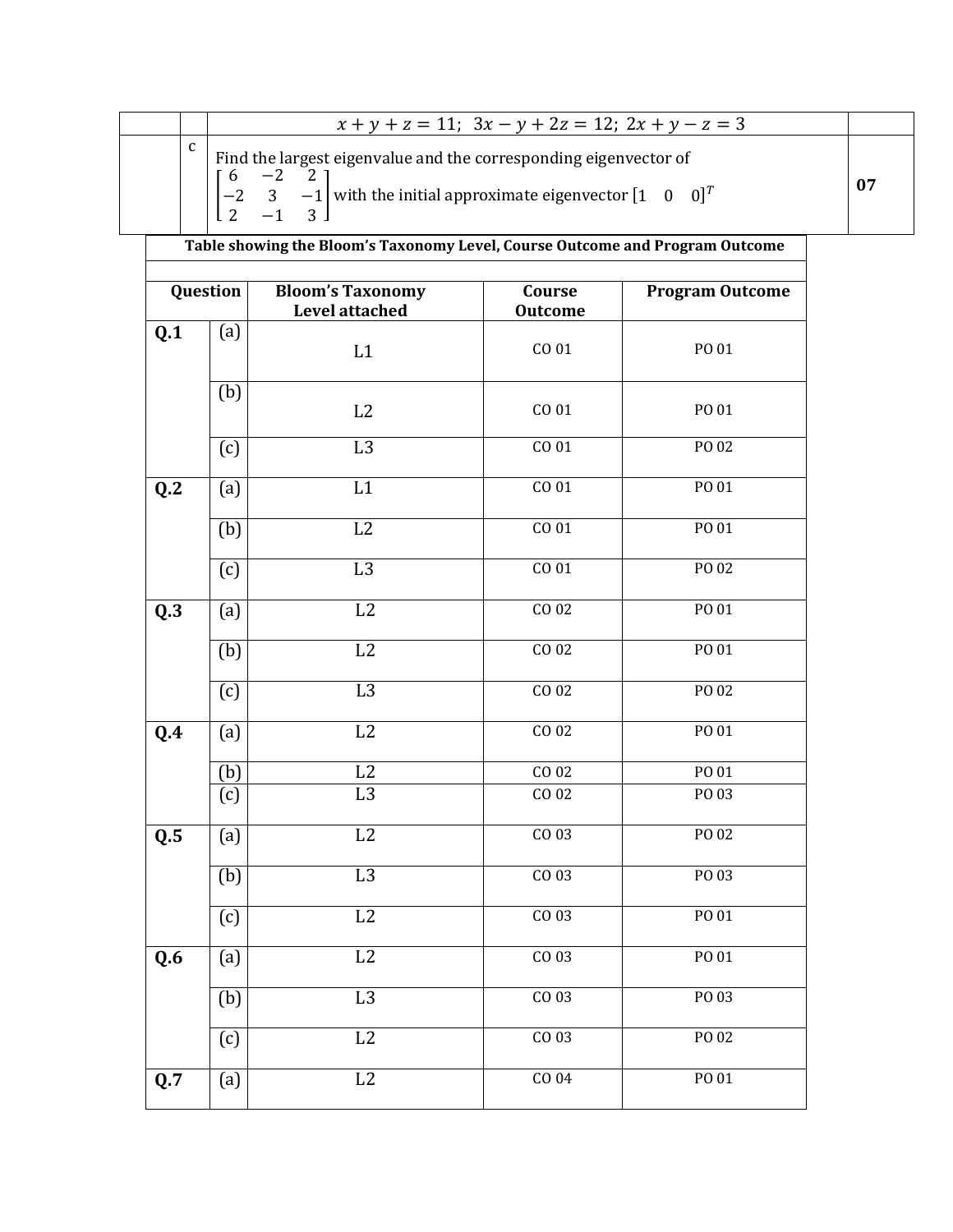| | | | |
|---|---|---|---|
| | | $x + y + z = 11;\ 3x - y + 2z = 12;\ 2x + y - z = 3$ | |
| | c | Find the largest eigenvalue and the corresponding eigenvector of $\begin{bmatrix} 6 & -2 & 2 \\ -2 & 3 & -1 \\ 2 & -1 & 3 \end{bmatrix}$ with the initial approximate eigenvector $[1 \quad 0 \quad 0]^T$ | **07** |

**Table showing the Bloom's Taxonomy Level, Course Outcome and Program Outcome**

| Question | | Bloom's Taxonomy Level attached | Course Outcome | Program Outcome |
|---|---|---|---|---|
| **Q.1** | (a) | L1 | CO 01 | PO 01 |
| | (b) | L2 | CO 01 | PO 01 |
| | (c) | L3 | CO 01 | PO 02 |
| **Q.2** | (a) | L1 | CO 01 | PO 01 |
| | (b) | L2 | CO 01 | PO 01 |
| | (c) | L3 | CO 01 | PO 02 |
| **Q.3** | (a) | L2 | CO 02 | PO 01 |
| | (b) | L2 | CO 02 | PO 01 |
| | (c) | L3 | CO 02 | PO 02 |
| **Q.4** | (a) | L2 | CO 02 | PO 01 |
| | (b) | L2 | CO 02 | PO 01 |
| | (c) | L3 | CO 02 | PO 03 |
| **Q.5** | (a) | L2 | CO 03 | PO 02 |
| | (b) | L3 | CO 03 | PO 03 |
| | (c) | L2 | CO 03 | PO 01 |
| **Q.6** | (a) | L2 | CO 03 | PO 01 |
| | (b) | L3 | CO 03 | PO 03 |
| | (c) | L2 | CO 03 | PO 02 |
| **Q.7** | (a) | L2 | CO 04 | PO 01 |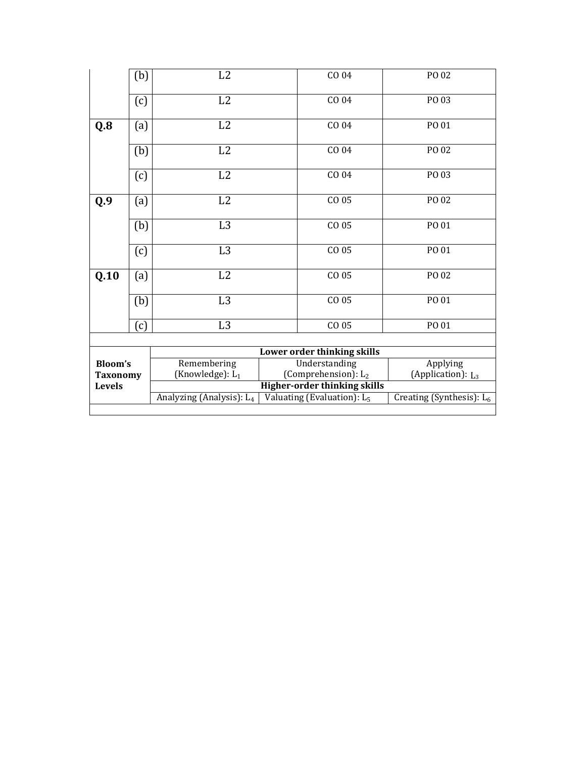| | | | | |
|---|---|---|---|---|
| | (b) | L2 | CO 04 | PO 02 |
| | (c) | L2 | CO 04 | PO 03 |
| **Q.8** | (a) | L2 | CO 04 | PO 01 |
| | (b) | L2 | CO 04 | PO 02 |
| | (c) | L2 | CO 04 | PO 03 |
| **Q.9** | (a) | L2 | CO 05 | PO 02 |
| | (b) | L3 | CO 05 | PO 01 |
| | (c) | L3 | CO 05 | PO 01 |
| **Q.10** | (a) | L2 | CO 05 | PO 02 |
| | (b) | L3 | CO 05 | PO 01 |
| | (c) | L3 | CO 05 | PO 01 |

| | | | |
|---|---|---|---|
| **Bloom's Taxonomy Levels** | **Lower order thinking skills** | | |
| | Remembering (Knowledge): $L_1$ | Understanding (Comprehension): $L_2$ | Applying (Application): $L_3$ |
| | **Higher-order thinking skills** | | |
| | Analyzing (Analysis): $L_4$ | Valuating (Evaluation): $L_5$ | Creating (Synthesis): $L_6$ |